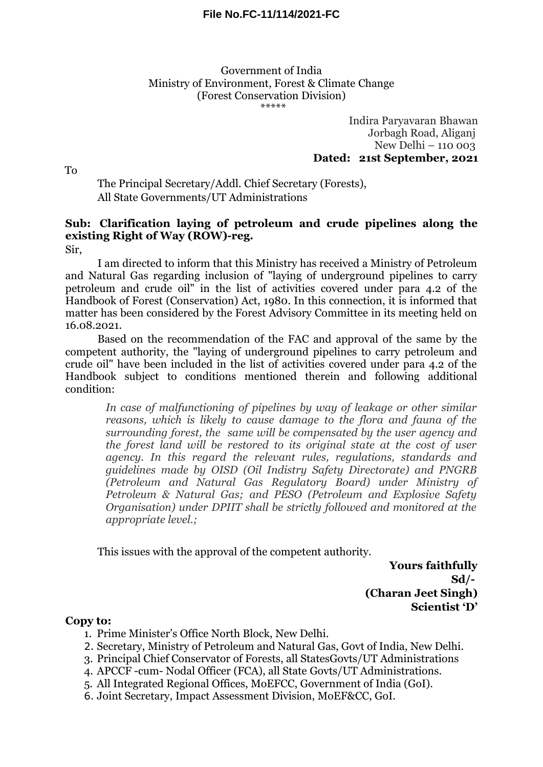**File No.FC-11/114/2021-FC**

Government of India
Ministry of Environment, Forest & Climate Change
(Forest Conservation Division)
\*\*\*\*\*

Indira Paryavaran Bhawan
Jorbagh Road, Aliganj
New Delhi – 110 003
**Dated: 21st September, 2021**

To

The Principal Secretary/Addl. Chief Secretary (Forests),
All State Governments/UT Administrations

**Sub: Clarification laying of petroleum and crude pipelines along the existing Right of Way (ROW)-reg.**

Sir,

I am directed to inform that this Ministry has received a Ministry of Petroleum and Natural Gas regarding inclusion of "laying of underground pipelines to carry petroleum and crude oil" in the list of activities covered under para 4.2 of the Handbook of Forest (Conservation) Act, 1980. In this connection, it is informed that matter has been considered by the Forest Advisory Committee in its meeting held on 16.08.2021.

Based on the recommendation of the FAC and approval of the same by the competent authority, the "laying of underground pipelines to carry petroleum and crude oil" have been included in the list of activities covered under para 4.2 of the Handbook subject to conditions mentioned therein and following additional condition:

> *In case of malfunctioning of pipelines by way of leakage or other similar reasons, which is likely to cause damage to the flora and fauna of the surrounding forest, the same will be compensated by the user agency and the forest land will be restored to its original state at the cost of user agency. In this regard the relevant rules, regulations, standards and guidelines made by OISD (Oil Indistry Safety Directorate) and PNGRB (Petroleum and Natural Gas Regulatory Board) under Ministry of Petroleum & Natural Gas; and PESO (Petroleum and Explosive Safety Organisation) under DPIIT shall be strictly followed and monitored at the appropriate level.;*

This issues with the approval of the competent authority.

**Yours faithfully**
**Sd/-**
**(Charan Jeet Singh)**
**Scientist 'D'**

**Copy to:**

1. Prime Minister's Office North Block, New Delhi.
2. Secretary, Ministry of Petroleum and Natural Gas, Govt of India, New Delhi.
3. Principal Chief Conservator of Forests, all StatesGovts/UT Administrations
4. APCCF -cum- Nodal Officer (FCA), all State Govts/UT Administrations.
5. All Integrated Regional Offices, MoEFCC, Government of India (GoI).
6. Joint Secretary, Impact Assessment Division, MoEF&CC, GoI.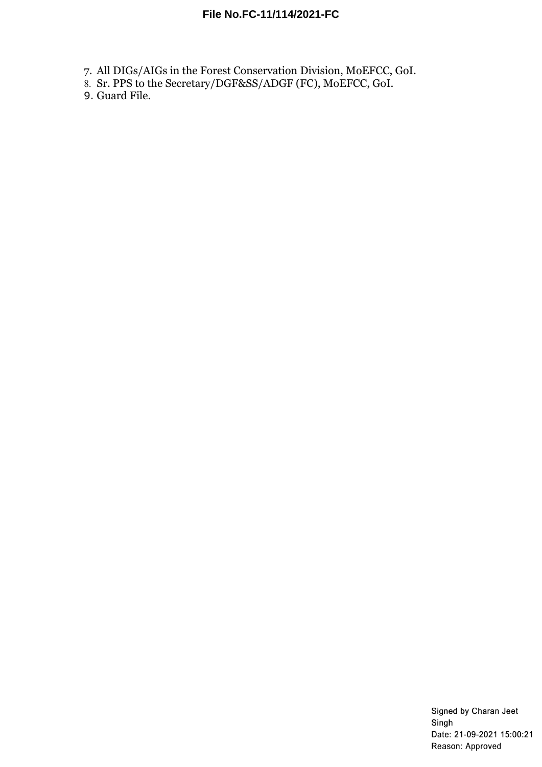7. All DIGs/AIGs in the Forest Conservation Division, MoEFCC, GoI.
8. Sr. PPS to the Secretary/DGF&SS/ADGF (FC), MoEFCC, GoI.
9. Guard File.

Signed by Charan Jeet Singh
Date: 21-09-2021 15:00:21
Reason: Approved